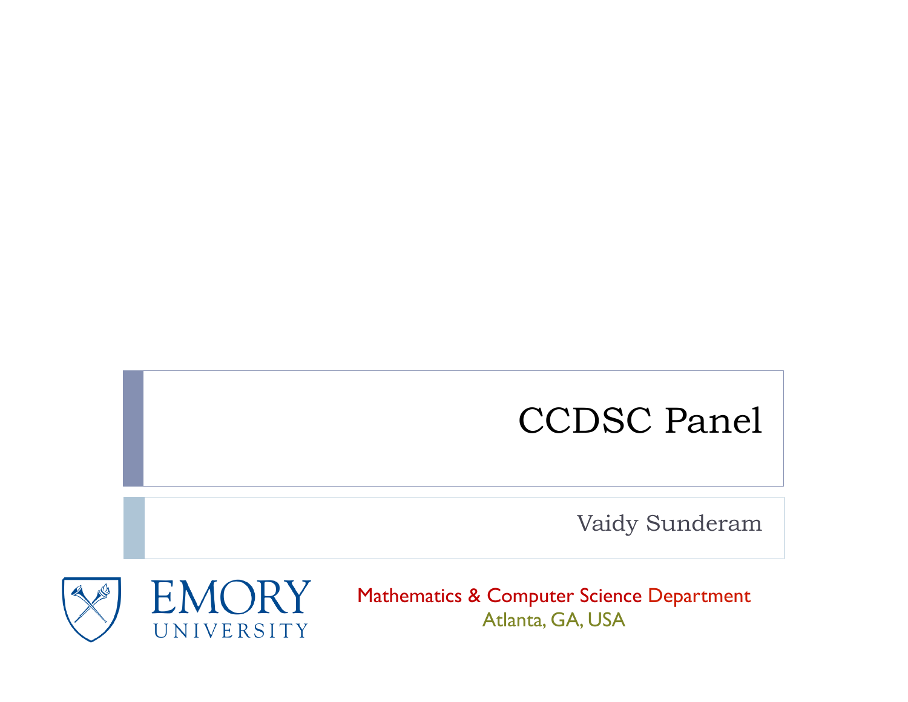# CCDSC Panel

Vaidy Sunderam

EMORY UNIVERSITY

Mathematics & Computer Science Department

Atlanta, GA, USA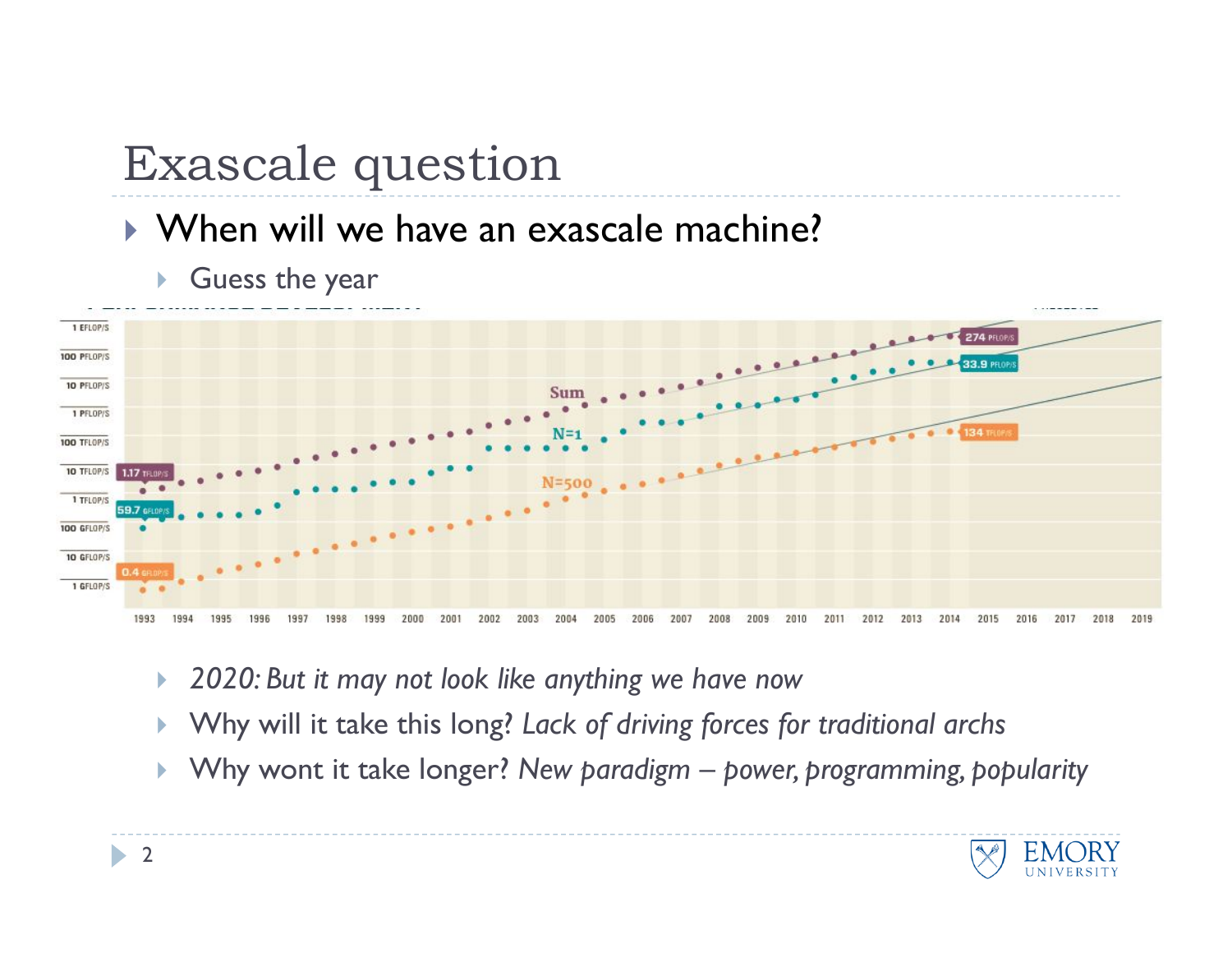# Exascale question

- When will we have an exascale machine?
  - Guess the year
  - *2020: But it may not look like anything we have now*
  - Why will it take this long? *Lack of driving forces for traditional archs*
  - Why wont it take longer? *New paradigm – power, programming, popularity*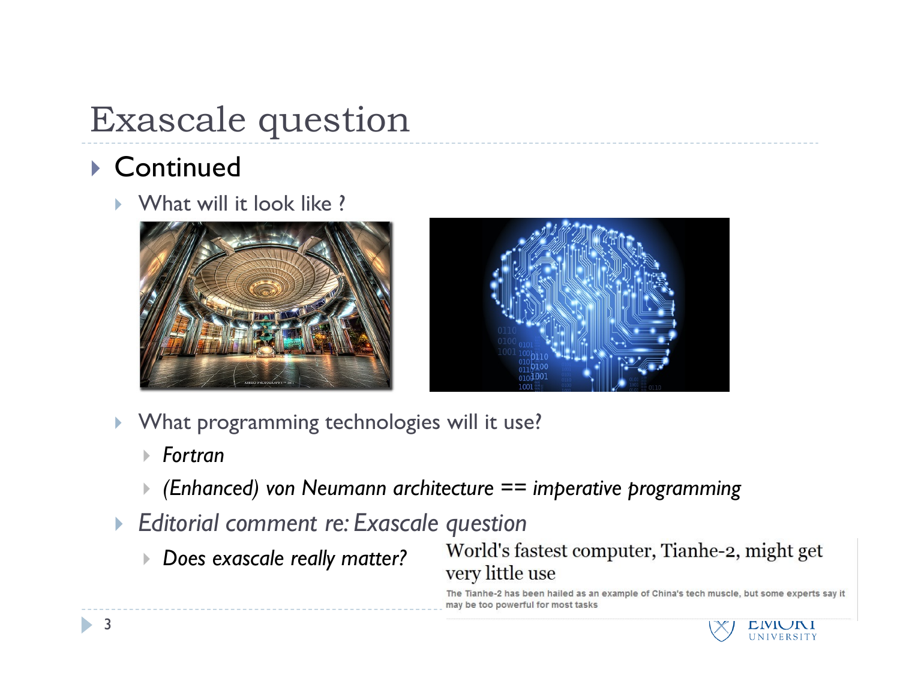# Exascale question

- Continued
  - What will it look like ?
  - What programming technologies will it use?
    - *Fortran*
    - *(Enhanced) von Neumann architecture == imperative programming*
  - *Editorial comment re: Exascale question*
    - *Does exascale really matter?*

World's fastest computer, Tianhe-2, might get very little use

The Tianhe-2 has been hailed as an example of China's tech muscle, but some experts say it may be too powerful for most tasks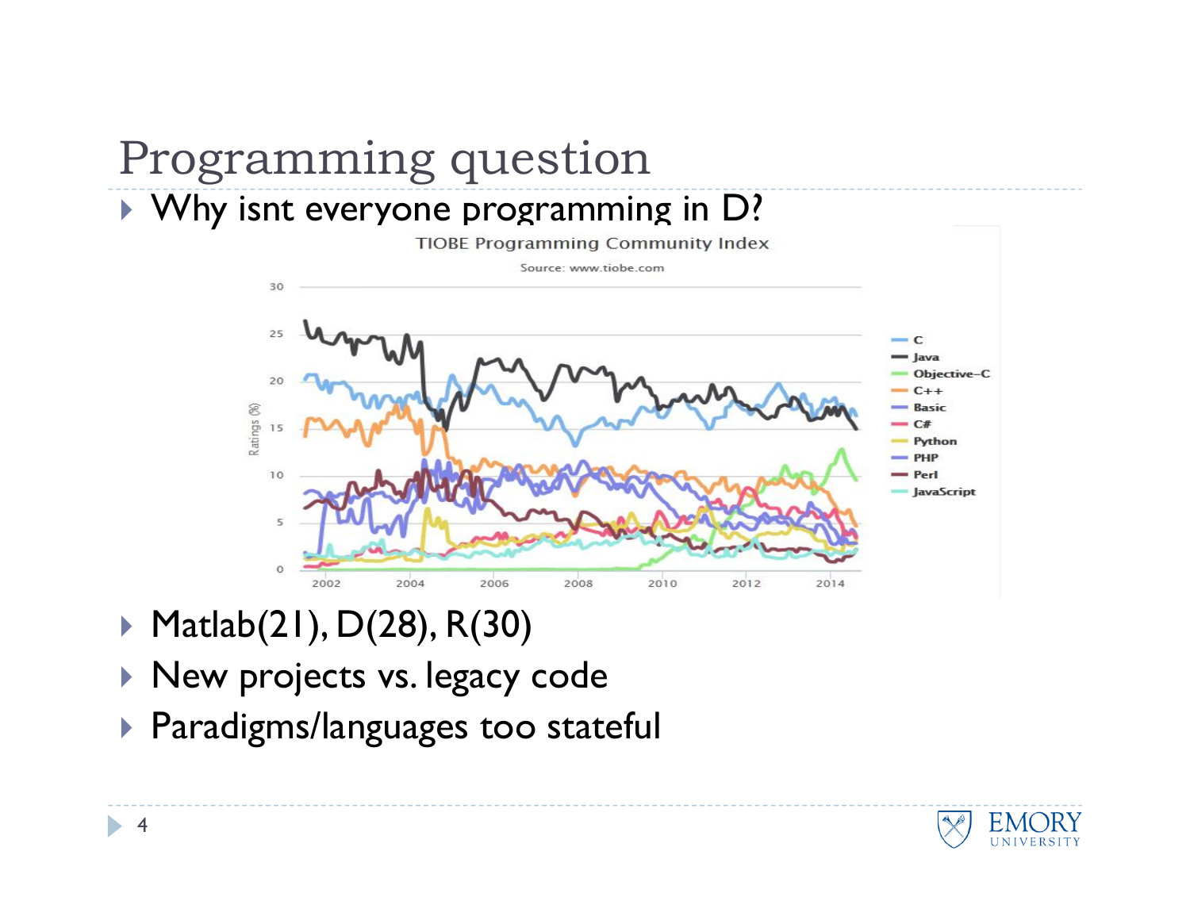# Programming question

- Why isnt everyone programming in D?

- Matlab(21), D(28), R(30)
- New projects vs. legacy code
- Paradigms/languages too stateful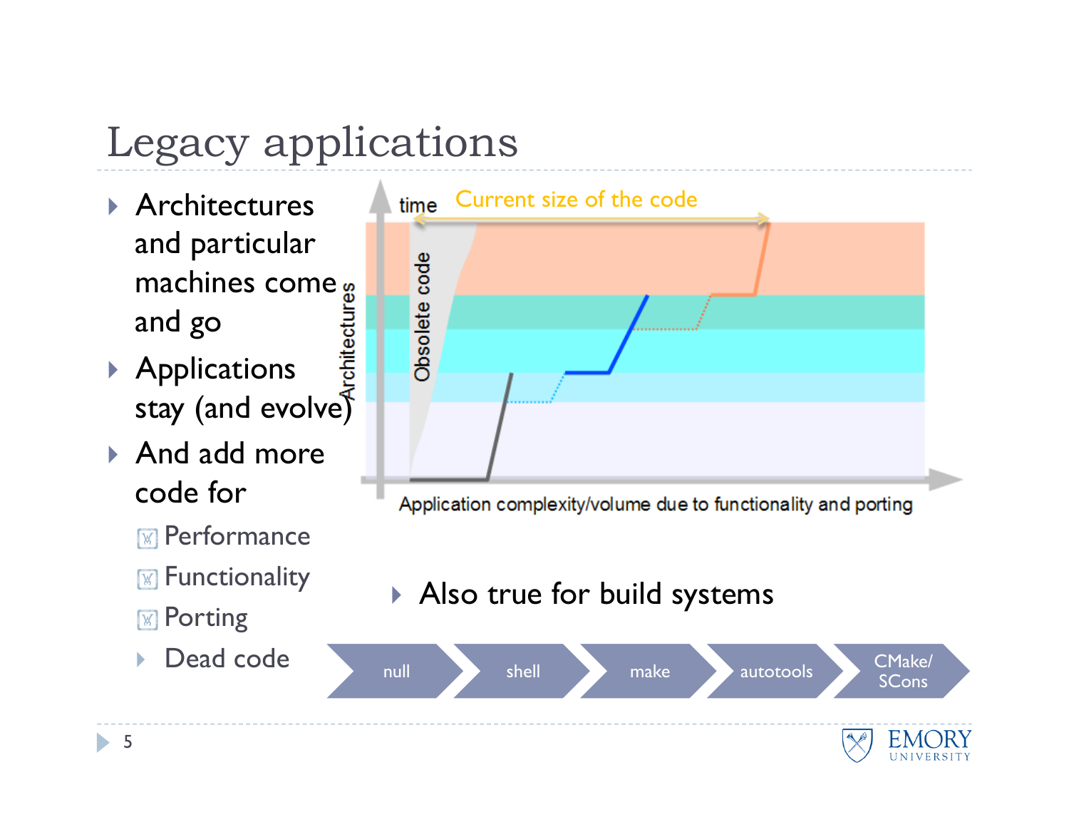# Legacy applications

- Architectures and particular machines come and go
- Applications stay (and evolve)
- And add more code for
  - Performance
  - Functionality
  - Porting
  - Dead code

time — Current size of the code

Obsolete code

Architectures

Application complexity/volume due to functionality and porting

- Also true for build systems

null → shell → make → autotools → CMake/SCons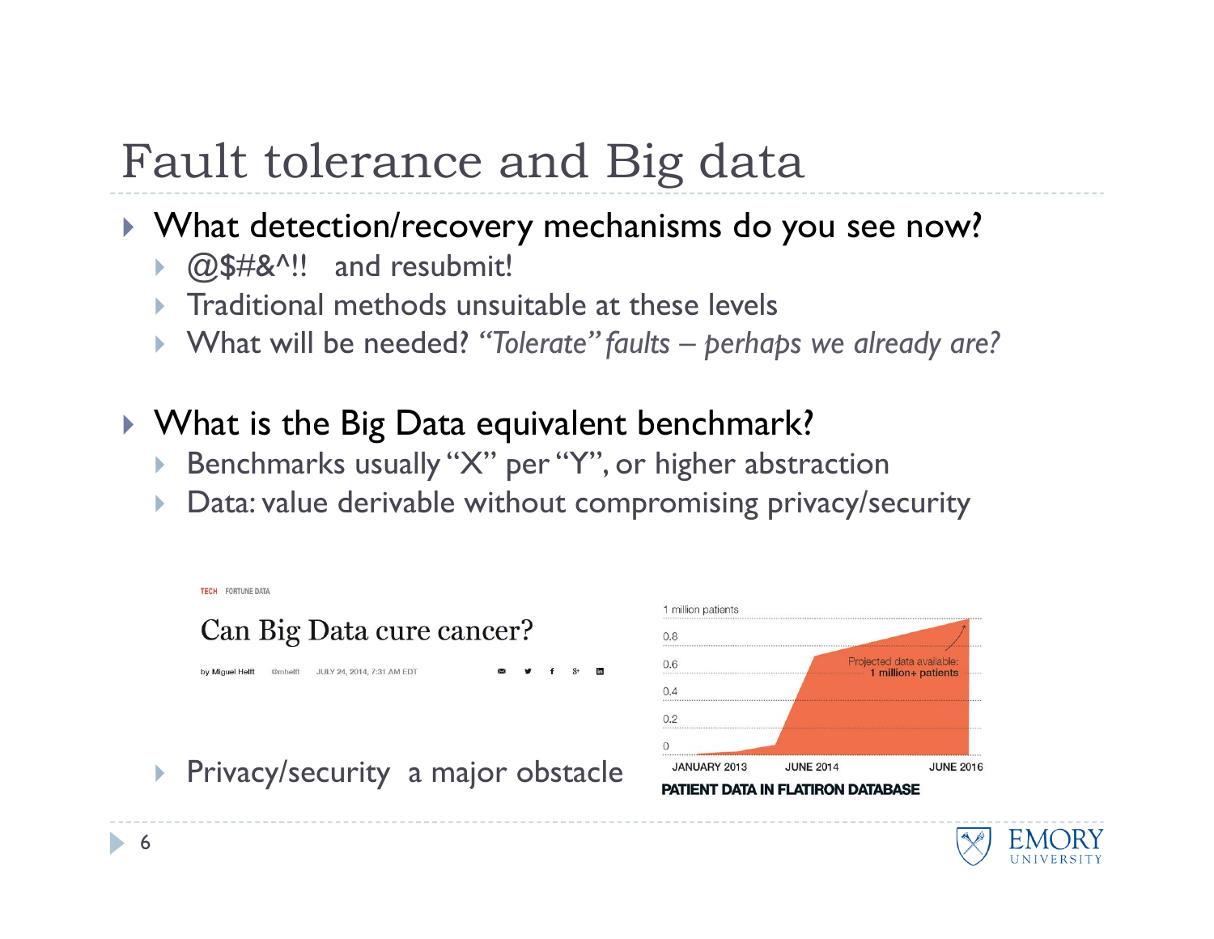# Fault tolerance and Big data

- What detection/recovery mechanisms do you see now?
  - @$#&^!! and resubmit!
  - Traditional methods unsuitable at these levels
  - What will be needed? *"Tolerate" faults – perhaps we already are?*

- What is the Big Data equivalent benchmark?
  - Benchmarks usually "X" per "Y", or higher abstraction
  - Data: value derivable without compromising privacy/security

TECH FORTUNE DATA

**Can Big Data cure cancer?**

by Miguel Helft @mhelft JULY 24, 2014, 7:31 AM EDT

- Privacy/security a major obstacle

1 million patients
0.8
0.6
0.4
0.2
0

Projected data available: 1 million+ patients

JANUARY 2013 JUNE 2014 JUNE 2016

PATIENT DATA IN FLATIRON DATABASE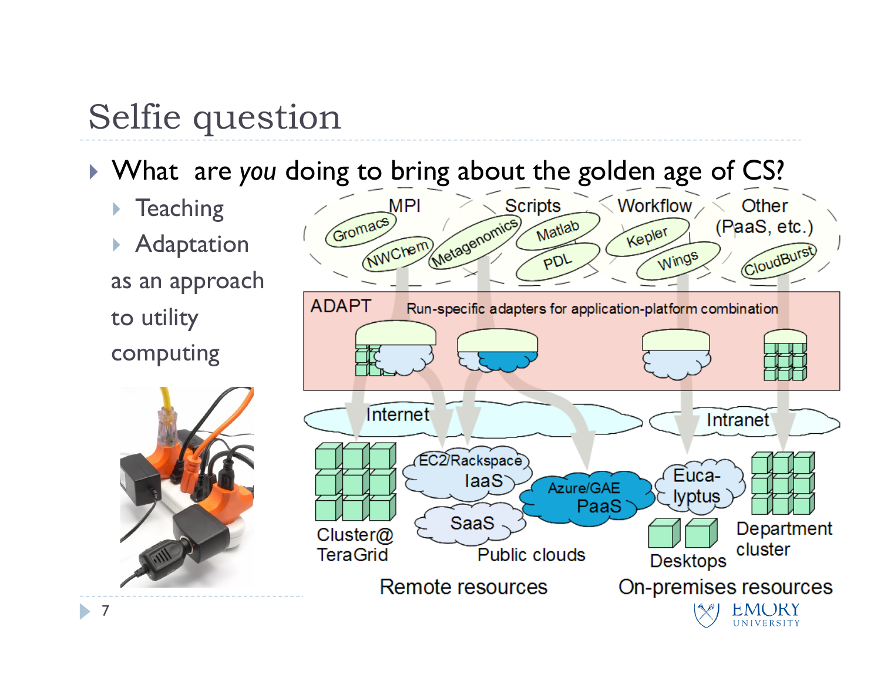# Selfie question

- What are *you* doing to bring about the golden age of CS?
  - Teaching
  - Adaptation

  as an approach to utility computing

MPI — Gromacs, NWChem

Scripts — Metagenomics, Matlab, PDL

Workflow — Kepler, Wings

Other (PaaS, etc.) — CloudBurst

ADAPT — Run-specific adapters for application-platform combination

Internet

Intranet

Cluster@ TeraGrid

EC2/Rackspace IaaS

SaaS

Azure/GAE PaaS

Public clouds

Remote resources

Euca-lyptus

Desktops

Department cluster

On-premises resources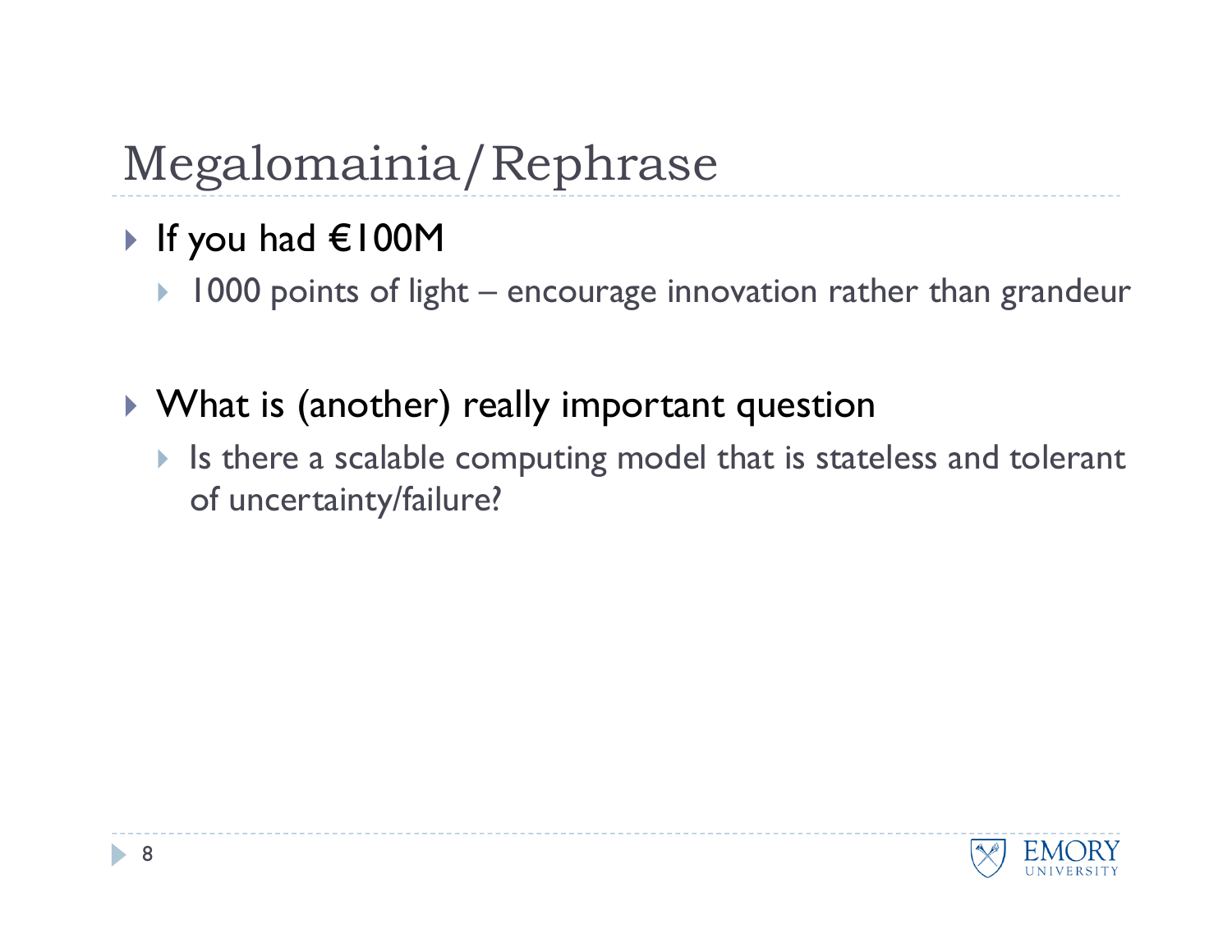# Megalomainia/Rephrase

- If you had €100M
  - 1000 points of light – encourage innovation rather than grandeur
- What is (another) really important question
  - Is there a scalable computing model that is stateless and tolerant of uncertainty/failure?